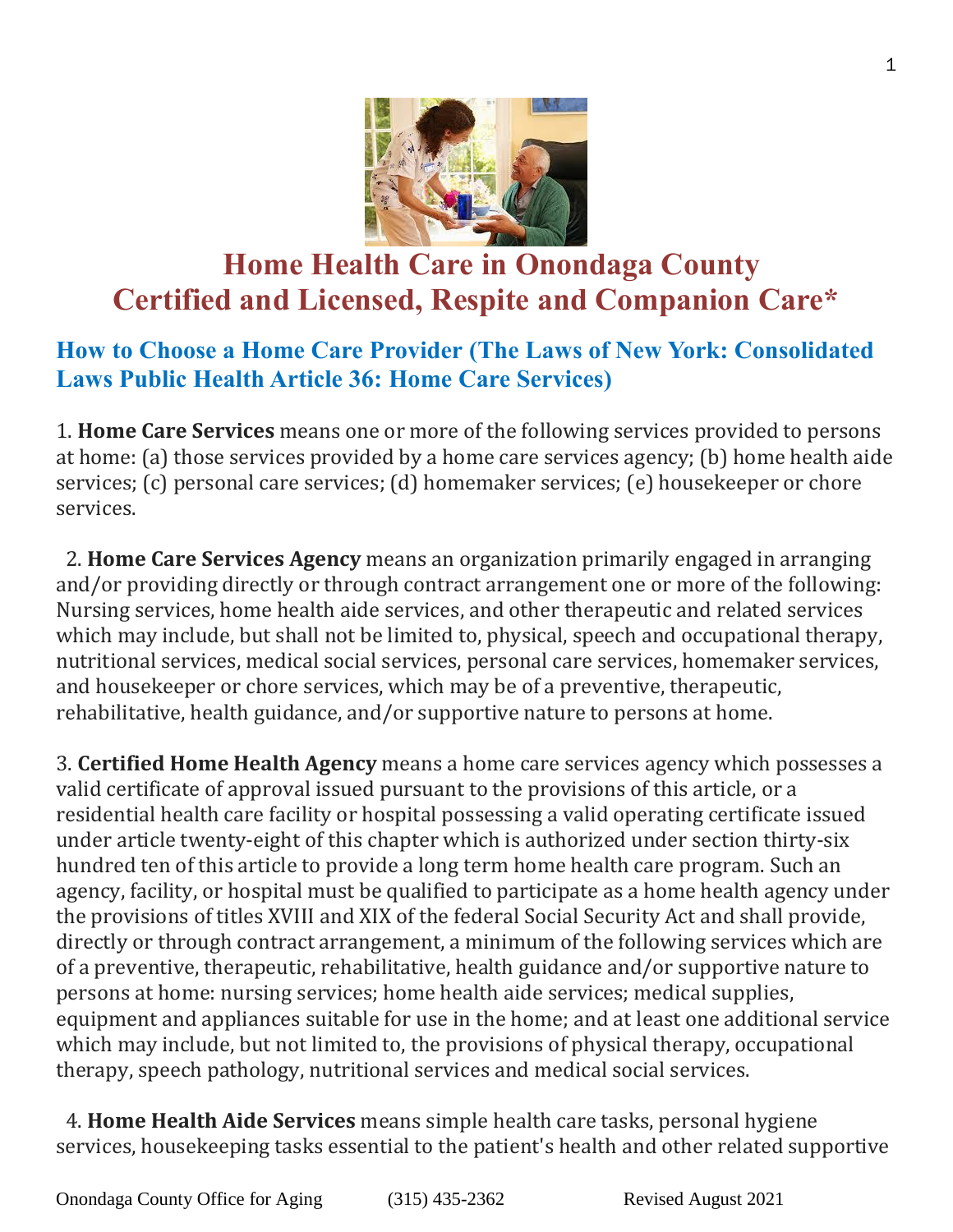# Home Health Care in Onondaga County
# Certified and Licensed, Respite and Companion Care*

## How to Choose a Home Care Provider (The Laws of New York: Consolidated Laws Public Health Article 36: Home Care Services)

1. **Home Care Services** means one or more of the following services provided to persons at home: (a) those services provided by a home care services agency; (b) home health aide services; (c) personal care services; (d) homemaker services; (e) housekeeper or chore services.

2. **Home Care Services Agency** means an organization primarily engaged in arranging and/or providing directly or through contract arrangement one or more of the following: Nursing services, home health aide services, and other therapeutic and related services which may include, but shall not be limited to, physical, speech and occupational therapy, nutritional services, medical social services, personal care services, homemaker services, and housekeeper or chore services, which may be of a preventive, therapeutic, rehabilitative, health guidance, and/or supportive nature to persons at home.

3. **Certified Home Health Agency** means a home care services agency which possesses a valid certificate of approval issued pursuant to the provisions of this article, or a residential health care facility or hospital possessing a valid operating certificate issued under article twenty-eight of this chapter which is authorized under section thirty-six hundred ten of this article to provide a long term home health care program. Such an agency, facility, or hospital must be qualified to participate as a home health agency under the provisions of titles XVIII and XIX of the federal Social Security Act and shall provide, directly or through contract arrangement, a minimum of the following services which are of a preventive, therapeutic, rehabilitative, health guidance and/or supportive nature to persons at home: nursing services; home health aide services; medical supplies, equipment and appliances suitable for use in the home; and at least one additional service which may include, but not limited to, the provisions of physical therapy, occupational therapy, speech pathology, nutritional services and medical social services.

4. **Home Health Aide Services** means simple health care tasks, personal hygiene services, housekeeping tasks essential to the patient's health and other related supportive

Onondaga County Office for Aging (315) 435-2362 Revised August 2021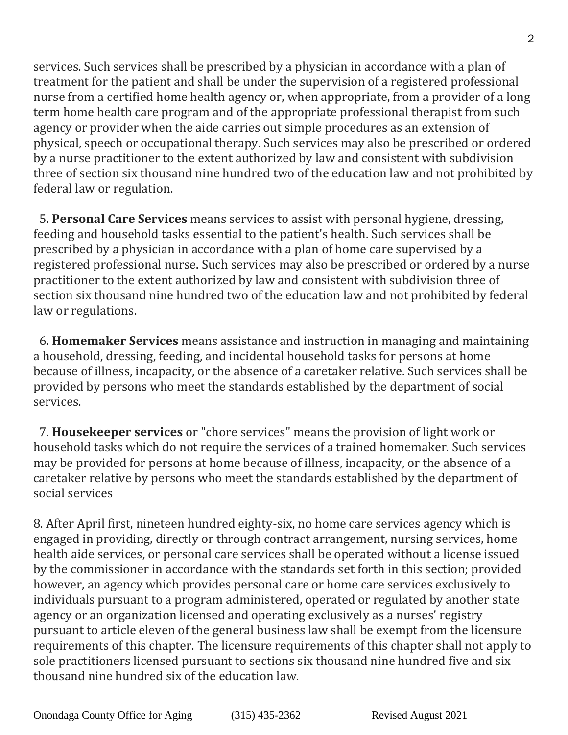services. Such services shall be prescribed by a physician in accordance with a plan of treatment for the patient and shall be under the supervision of a registered professional nurse from a certified home health agency or, when appropriate, from a provider of a long term home health care program and of the appropriate professional therapist from such agency or provider when the aide carries out simple procedures as an extension of physical, speech or occupational therapy. Such services may also be prescribed or ordered by a nurse practitioner to the extent authorized by law and consistent with subdivision three of section six thousand nine hundred two of the education law and not prohibited by federal law or regulation.

5. **Personal Care Services** means services to assist with personal hygiene, dressing, feeding and household tasks essential to the patient's health. Such services shall be prescribed by a physician in accordance with a plan of home care supervised by a registered professional nurse. Such services may also be prescribed or ordered by a nurse practitioner to the extent authorized by law and consistent with subdivision three of section six thousand nine hundred two of the education law and not prohibited by federal law or regulations.

6. **Homemaker Services** means assistance and instruction in managing and maintaining a household, dressing, feeding, and incidental household tasks for persons at home because of illness, incapacity, or the absence of a caretaker relative. Such services shall be provided by persons who meet the standards established by the department of social services.

7. **Housekeeper services** or "chore services" means the provision of light work or household tasks which do not require the services of a trained homemaker. Such services may be provided for persons at home because of illness, incapacity, or the absence of a caretaker relative by persons who meet the standards established by the department of social services

8. After April first, nineteen hundred eighty-six, no home care services agency which is engaged in providing, directly or through contract arrangement, nursing services, home health aide services, or personal care services shall be operated without a license issued by the commissioner in accordance with the standards set forth in this section; provided however, an agency which provides personal care or home care services exclusively to individuals pursuant to a program administered, operated or regulated by another state agency or an organization licensed and operating exclusively as a nurses' registry pursuant to article eleven of the general business law shall be exempt from the licensure requirements of this chapter. The licensure requirements of this chapter shall not apply to sole practitioners licensed pursuant to sections six thousand nine hundred five and six thousand nine hundred six of the education law.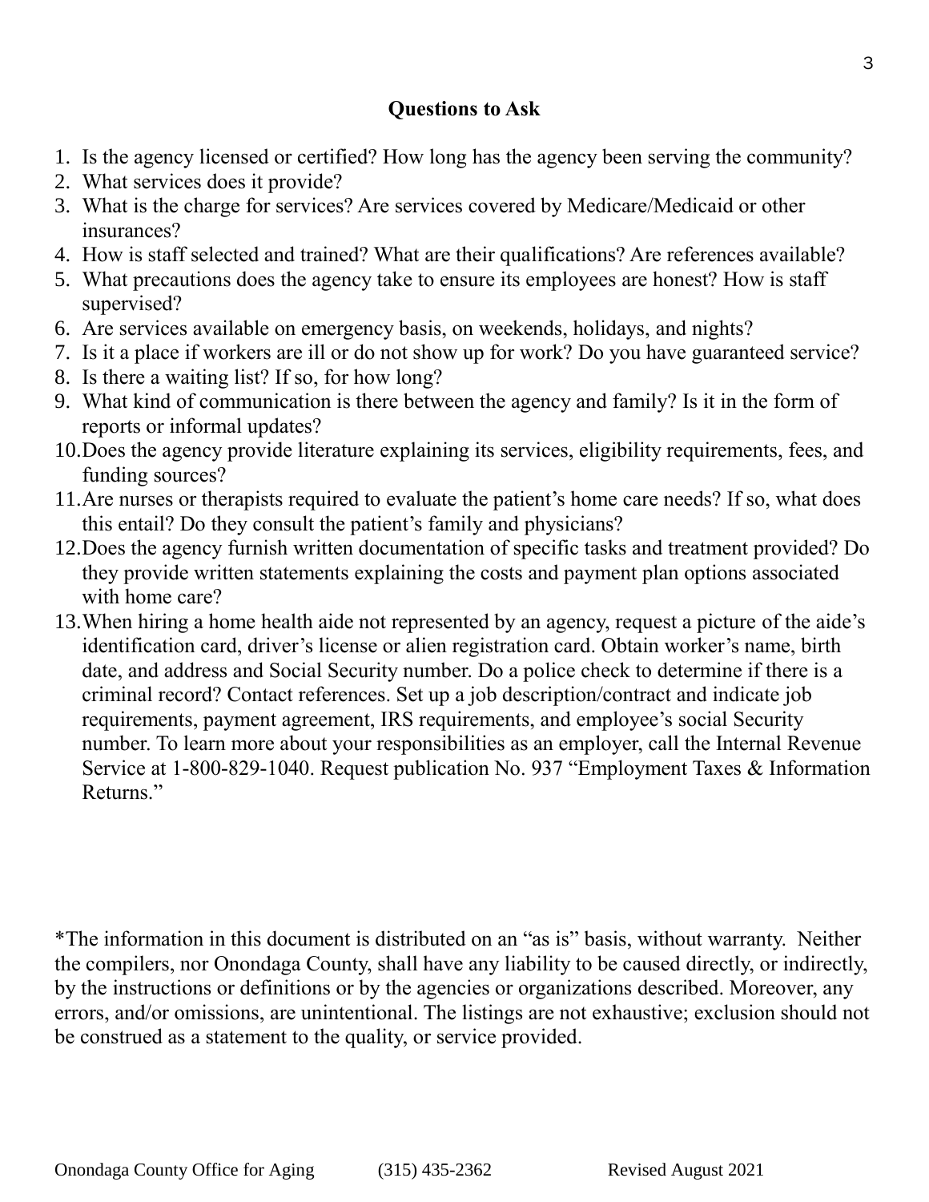## Questions to Ask

1. Is the agency licensed or certified? How long has the agency been serving the community?
2. What services does it provide?
3. What is the charge for services? Are services covered by Medicare/Medicaid or other insurances?
4. How is staff selected and trained? What are their qualifications? Are references available?
5. What precautions does the agency take to ensure its employees are honest? How is staff supervised?
6. Are services available on emergency basis, on weekends, holidays, and nights?
7. Is it a place if workers are ill or do not show up for work? Do you have guaranteed service?
8. Is there a waiting list? If so, for how long?
9. What kind of communication is there between the agency and family? Is it in the form of reports or informal updates?
10. Does the agency provide literature explaining its services, eligibility requirements, fees, and funding sources?
11. Are nurses or therapists required to evaluate the patient's home care needs? If so, what does this entail? Do they consult the patient's family and physicians?
12. Does the agency furnish written documentation of specific tasks and treatment provided? Do they provide written statements explaining the costs and payment plan options associated with home care?
13. When hiring a home health aide not represented by an agency, request a picture of the aide's identification card, driver's license or alien registration card. Obtain worker's name, birth date, and address and Social Security number. Do a police check to determine if there is a criminal record? Contact references. Set up a job description/contract and indicate job requirements, payment agreement, IRS requirements, and employee's social Security number. To learn more about your responsibilities as an employer, call the Internal Revenue Service at 1-800-829-1040. Request publication No. 937 "Employment Taxes & Information Returns."

*The information in this document is distributed on an "as is" basis, without warranty. Neither the compilers, nor Onondaga County, shall have any liability to be caused directly, or indirectly, by the instructions or definitions or by the agencies or organizations described. Moreover, any errors, and/or omissions, are unintentional. The listings are not exhaustive; exclusion should not be construed as a statement to the quality, or service provided.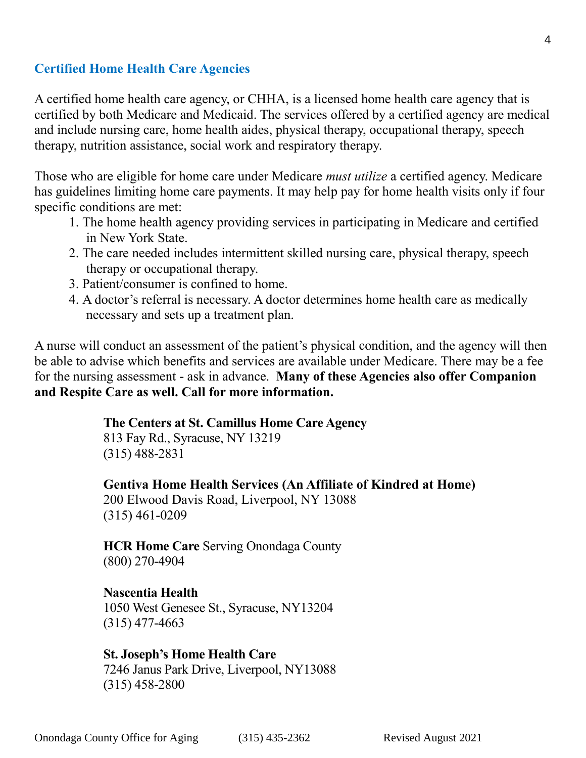## Certified Home Health Care Agencies

A certified home health care agency, or CHHA, is a licensed home health care agency that is certified by both Medicare and Medicaid. The services offered by a certified agency are medical and include nursing care, home health aides, physical therapy, occupational therapy, speech therapy, nutrition assistance, social work and respiratory therapy.

Those who are eligible for home care under Medicare *must utilize* a certified agency. Medicare has guidelines limiting home care payments. It may help pay for home health visits only if four specific conditions are met:

1. The home health agency providing services in participating in Medicare and certified in New York State.
2. The care needed includes intermittent skilled nursing care, physical therapy, speech therapy or occupational therapy.
3. Patient/consumer is confined to home.
4. A doctor's referral is necessary. A doctor determines home health care as medically necessary and sets up a treatment plan.

A nurse will conduct an assessment of the patient's physical condition, and the agency will then be able to advise which benefits and services are available under Medicare. There may be a fee for the nursing assessment - ask in advance. **Many of these Agencies also offer Companion and Respite Care as well. Call for more information.**

**The Centers at St. Camillus Home Care Agency**
813 Fay Rd., Syracuse, NY 13219
(315) 488-2831

**Gentiva Home Health Services (An Affiliate of Kindred at Home)**
200 Elwood Davis Road, Liverpool, NY 13088
(315) 461-0209

**HCR Home Care** Serving Onondaga County
(800) 270-4904

**Nascentia Health**
1050 West Genesee St., Syracuse, NY13204
(315) 477-4663

**St. Joseph's Home Health Care**
7246 Janus Park Drive, Liverpool, NY13088
(315) 458-2800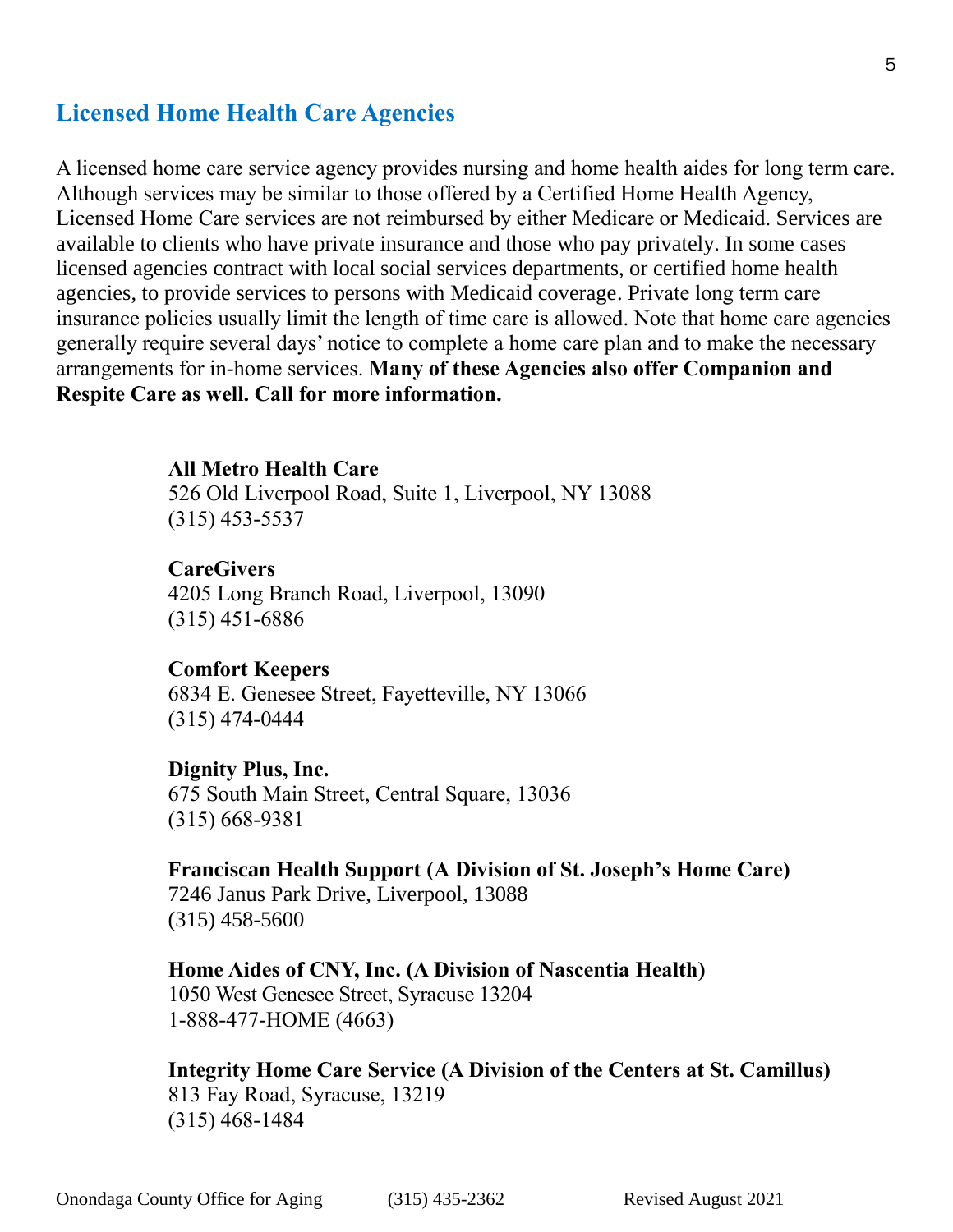## Licensed Home Health Care Agencies

A licensed home care service agency provides nursing and home health aides for long term care. Although services may be similar to those offered by a Certified Home Health Agency, Licensed Home Care services are not reimbursed by either Medicare or Medicaid. Services are available to clients who have private insurance and those who pay privately. In some cases licensed agencies contract with local social services departments, or certified home health agencies, to provide services to persons with Medicaid coverage. Private long term care insurance policies usually limit the length of time care is allowed. Note that home care agencies generally require several days' notice to complete a home care plan and to make the necessary arrangements for in-home services. **Many of these Agencies also offer Companion and Respite Care as well. Call for more information.**

**All Metro Health Care**
526 Old Liverpool Road, Suite 1, Liverpool, NY 13088
(315) 453-5537

**CareGivers**
4205 Long Branch Road, Liverpool, 13090
(315) 451-6886

**Comfort Keepers**
6834 E. Genesee Street, Fayetteville, NY 13066
(315) 474-0444

**Dignity Plus, Inc.**
675 South Main Street, Central Square, 13036
(315) 668-9381

**Franciscan Health Support (A Division of St. Joseph's Home Care)**
7246 Janus Park Drive, Liverpool, 13088
(315) 458-5600

**Home Aides of CNY, Inc. (A Division of Nascentia Health)**
1050 West Genesee Street, Syracuse 13204
1-888-477-HOME (4663)

**Integrity Home Care Service (A Division of the Centers at St. Camillus)**
813 Fay Road, Syracuse, 13219
(315) 468-1484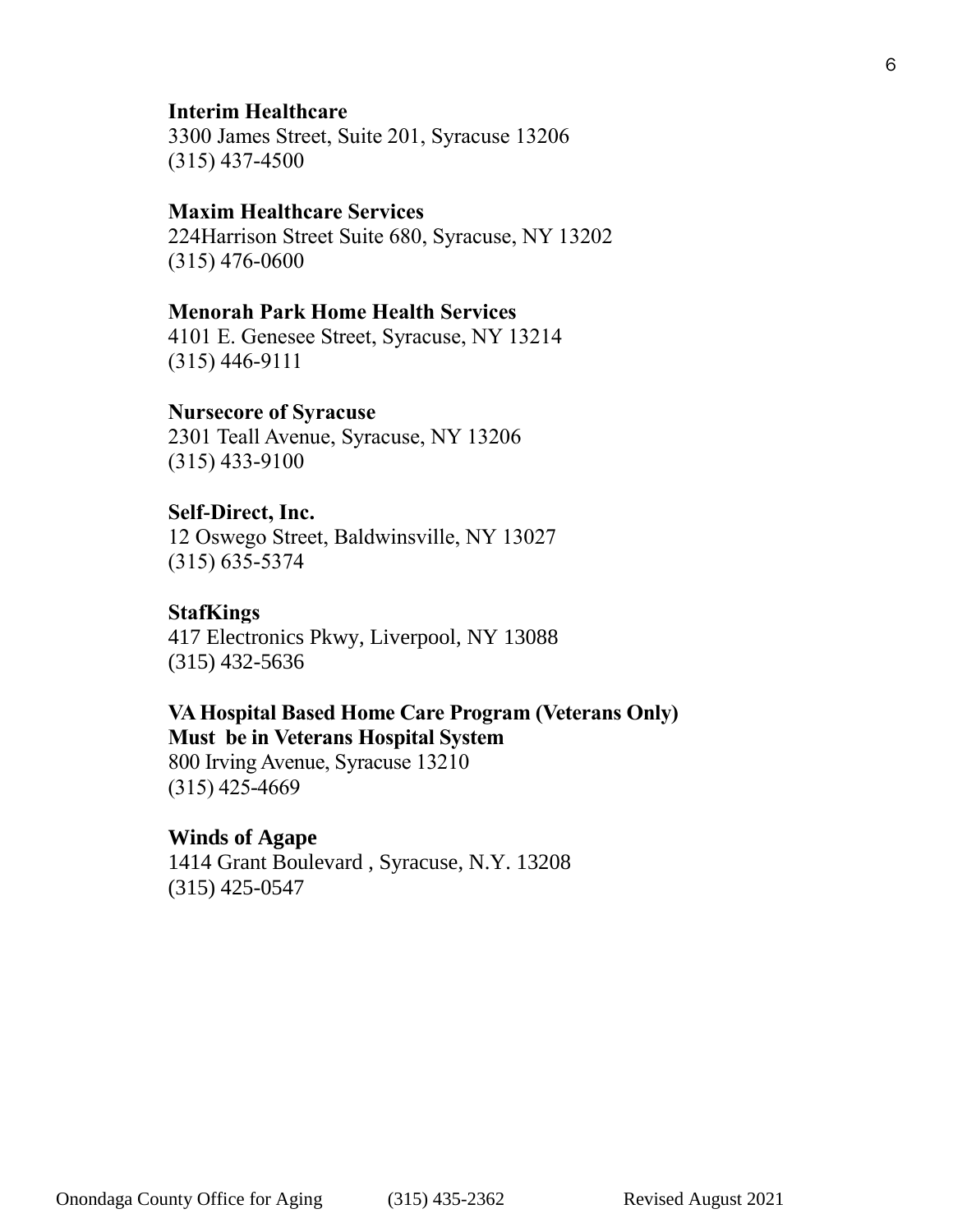**Interim Healthcare**
3300 James Street, Suite 201, Syracuse 13206
(315) 437-4500

**Maxim Healthcare Services**
224Harrison Street Suite 680, Syracuse, NY 13202
(315) 476-0600

**Menorah Park Home Health Services**
4101 E. Genesee Street, Syracuse, NY 13214
(315) 446-9111

**Nursecore of Syracuse**
2301 Teall Avenue, Syracuse, NY 13206
(315) 433-9100

**Self-Direct, Inc.**
12 Oswego Street, Baldwinsville, NY 13027
(315) 635-5374

**StafKings**
417 Electronics Pkwy, Liverpool, NY 13088
(315) 432-5636

**VA Hospital Based Home Care Program (Veterans Only)**
**Must be in Veterans Hospital System**
800 Irving Avenue, Syracuse 13210
(315) 425-4669

**Winds of Agape**
1414 Grant Boulevard , Syracuse, N.Y. 13208
(315) 425-0547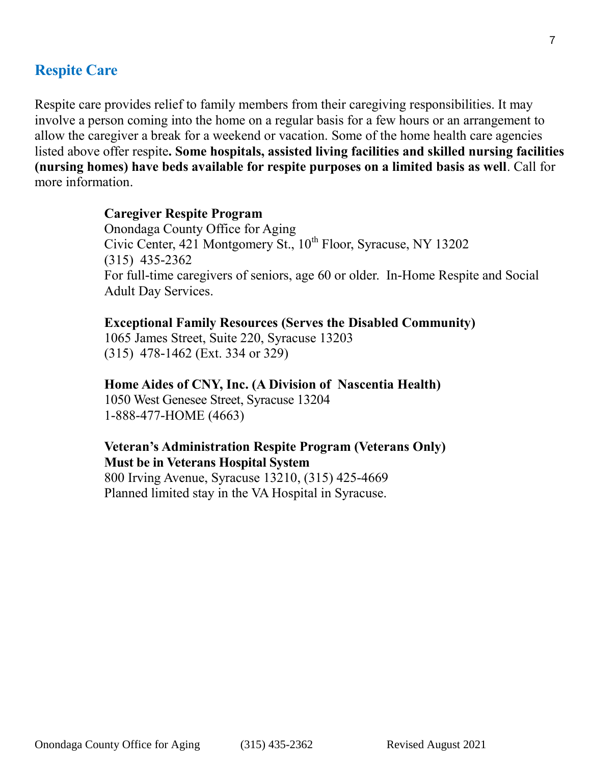## Respite Care

Respite care provides relief to family members from their caregiving responsibilities. It may involve a person coming into the home on a regular basis for a few hours or an arrangement to allow the caregiver a break for a weekend or vacation. Some of the home health care agencies listed above offer respite**. Some hospitals, assisted living facilities and skilled nursing facilities (nursing homes) have beds available for respite purposes on a limited basis as well**. Call for more information.

**Caregiver Respite Program**
Onondaga County Office for Aging
Civic Center, 421 Montgomery St., 10th Floor, Syracuse, NY 13202
(315) 435-2362
For full-time caregivers of seniors, age 60 or older. In-Home Respite and Social Adult Day Services.

**Exceptional Family Resources (Serves the Disabled Community)**
1065 James Street, Suite 220, Syracuse 13203
(315) 478-1462 (Ext. 334 or 329)

**Home Aides of CNY, Inc. (A Division of Nascentia Health)**
1050 West Genesee Street, Syracuse 13204
1-888-477-HOME (4663)

**Veteran's Administration Respite Program (Veterans Only)**
**Must be in Veterans Hospital System**
800 Irving Avenue, Syracuse 13210, (315) 425-4669
Planned limited stay in the VA Hospital in Syracuse.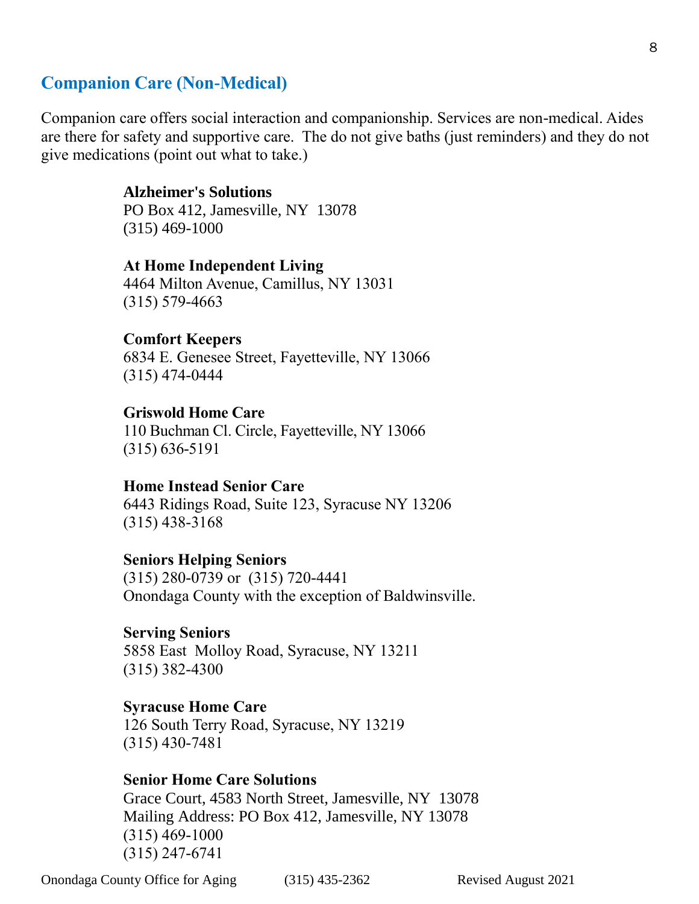## Companion Care (Non-Medical)

Companion care offers social interaction and companionship. Services are non-medical. Aides are there for safety and supportive care.  The do not give baths (just reminders) and they do not give medications (point out what to take.)

**Alzheimer's Solutions**
PO Box 412, Jamesville, NY  13078
(315) 469-1000

**At Home Independent Living**
4464 Milton Avenue, Camillus, NY 13031
(315) 579-4663

**Comfort Keepers**
6834 E. Genesee Street, Fayetteville, NY 13066
(315) 474-0444

**Griswold Home Care**
110 Buchman Cl. Circle, Fayetteville, NY 13066
(315) 636-5191

**Home Instead Senior Care**
6443 Ridings Road, Suite 123, Syracuse NY 13206
(315) 438-3168

**Seniors Helping Seniors**
(315) 280-0739 or  (315) 720-4441
Onondaga County with the exception of Baldwinsville.

**Serving Seniors**
5858 East  Molloy Road, Syracuse, NY 13211
(315) 382-4300

**Syracuse Home Care**
126 South Terry Road, Syracuse, NY 13219
(315) 430-7481

**Senior Home Care Solutions**
Grace Court, 4583 North Street, Jamesville, NY  13078
Mailing Address: PO Box 412, Jamesville, NY 13078
(315) 469-1000
(315) 247-6741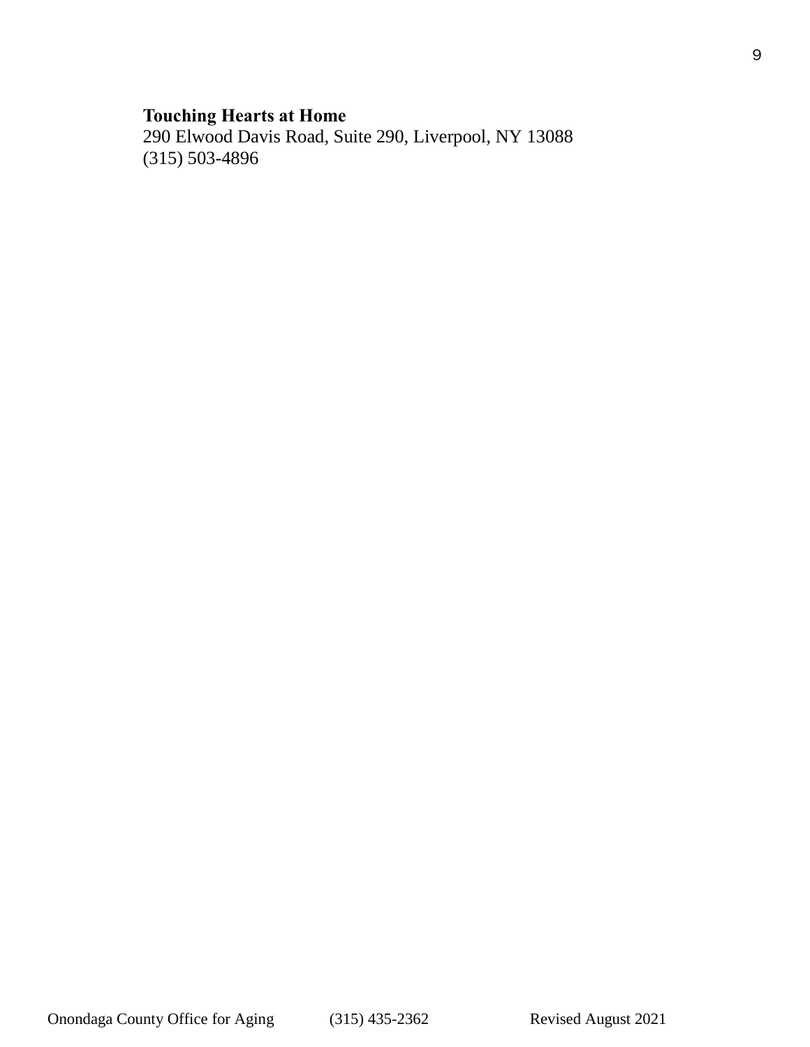**Touching Hearts at Home**
290 Elwood Davis Road, Suite 290, Liverpool, NY 13088
(315) 503-4896